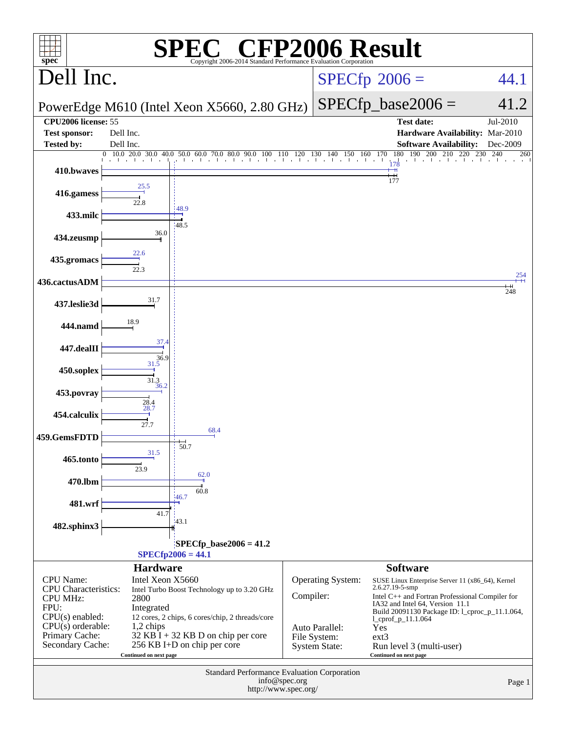# SPEC® CFP2006 Result

Copyright 2006-2014 Standard Performance Evaluation Corporation

## Dell Inc.

PowerEdge M610 (Intel Xeon X5660, 2.80 GHz)

SPECfp 2006 = 44.1

SPECfp_base2006 = 41.2

| | | | |
|---|---|---|---|
| **CPU2006 license:** | 55 | **Test date:** | Jul-2010 |
| **Test sponsor:** | Dell Inc. | **Hardware Availability:** | Mar-2010 |
| **Tested by:** | Dell Inc. | **Software Availability:** | Dec-2009 |

| Benchmark | Peak | Base |
|---|---|---|
| 410.bwaves | 178 | 177 |
| 416.gamess | 25.5 | 22.8 |
| 433.milc | 48.9 | 48.5 |
| 434.zeusmp | | 36.0 |
| 435.gromacs | 22.6 | 22.3 |
| 436.cactusADM | 254 | 248 |
| 437.leslie3d | | 31.7 |
| 444.namd | | 18.9 |
| 447.dealII | 37.4 | 36.9 |
| 450.soplex | 31.5 | 31.3 |
| 453.povray | 36.2 | 28.4 |
| 454.calculix | 28.7 | 27.7 |
| 459.GemsFDTD | 68.4 | 50.7 |
| 465.tonto | 31.5 | 23.9 |
| 470.lbm | 62.0 | 60.8 |
| 481.wrf | 46.7 | 41.7 |
| 482.sphinx3 | | 43.1 |

SPECfp_base2006 = 41.2

SPECfp2006 = 44.1

## Hardware

| | |
|---|---|
| CPU Name: | Intel Xeon X5660 |
| CPU Characteristics: | Intel Turbo Boost Technology up to 3.20 GHz |
| CPU MHz: | 2800 |
| FPU: | Integrated |
| CPU(s) enabled: | 12 cores, 2 chips, 6 cores/chip, 2 threads/core |
| CPU(s) orderable: | 1,2 chips |
| Primary Cache: | 32 KB I + 32 KB D on chip per core |
| Secondary Cache: | 256 KB I+D on chip per core |

Continued on next page

## Software

| | |
|---|---|
| Operating System: | SUSE Linux Enterprise Server 11 (x86_64), Kernel 2.6.27.19-5-smp |
| Compiler: | Intel C++ and Fortran Professional Compiler for IA32 and Intel 64, Version 11.1 Build 20091130 Package ID: l_cproc_p_11.1.064, l_cprof_p_11.1.064 |
| Auto Parallel: | Yes |
| File System: | ext3 |
| System State: | Run level 3 (multi-user) |

Continued on next page

Standard Performance Evaluation Corporation
info@spec.org
http://www.spec.org/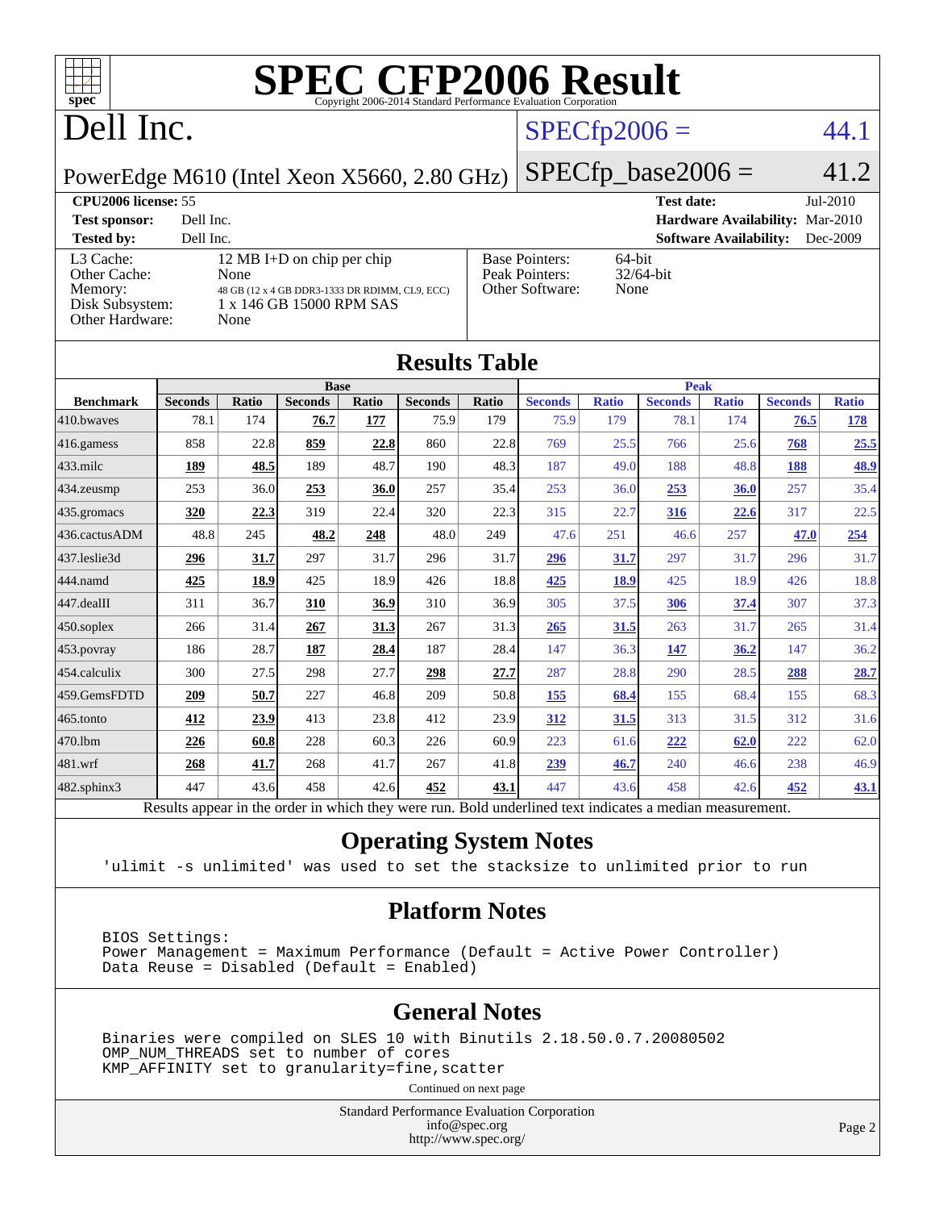# SPEC CFP2006 Result

Copyright 2006-2014 Standard Performance Evaluation Corporation

## Dell Inc.

PowerEdge M610 (Intel Xeon X5660, 2.80 GHz)

SPECfp2006 = 44.1

SPECfp_base2006 = 41.2

| | | | |
|---|---|---|---|
| **CPU2006 license:** 55 | | **Test date:** | Jul-2010 |
| **Test sponsor:** | Dell Inc. | **Hardware Availability:** | Mar-2010 |
| **Tested by:** | Dell Inc. | **Software Availability:** | Dec-2009 |

| | |
|---|---|
| L3 Cache: | 12 MB I+D on chip per chip |
| Other Cache: | None |
| Memory: | 48 GB (12 x 4 GB DDR3-1333 DR RDIMM, CL9, ECC) |
| Disk Subsystem: | 1 x 146 GB 15000 RPM SAS |
| Other Hardware: | None |

| | |
|---|---|
| Base Pointers: | 64-bit |
| Peak Pointers: | 32/64-bit |
| Other Software: | None |

## Results Table

| Benchmark | Base | | | | | | Peak | | | | | |
|---|---|---|---|---|---|---|---|---|---|---|---|---|
| | Seconds | Ratio | Seconds | Ratio | Seconds | Ratio | Seconds | Ratio | Seconds | Ratio | Seconds | Ratio |
| 410.bwaves | 78.1 | 174 | **76.7** | **177** | 75.9 | 179 | 75.9 | 179 | 78.1 | 174 | **76.5** | **178** |
| 416.gamess | 858 | 22.8 | **859** | **22.8** | 860 | 22.8 | 769 | 25.5 | 766 | 25.6 | **768** | **25.5** |
| 433.milc | **189** | **48.5** | 189 | 48.7 | 190 | 48.3 | 187 | 49.0 | 188 | 48.8 | **188** | **48.9** |
| 434.zeusmp | 253 | 36.0 | **253** | **36.0** | 257 | 35.4 | 253 | 36.0 | **253** | **36.0** | 257 | 35.4 |
| 435.gromacs | **320** | **22.3** | 319 | 22.4 | 320 | 22.3 | 315 | 22.7 | **316** | **22.6** | 317 | 22.5 |
| 436.cactusADM | 48.8 | 245 | **48.2** | **248** | 48.0 | 249 | 47.6 | 251 | 46.6 | 257 | **47.0** | **254** |
| 437.leslie3d | **296** | **31.7** | 297 | 31.7 | 296 | 31.7 | **296** | **31.7** | 297 | 31.7 | 296 | 31.7 |
| 444.namd | **425** | **18.9** | 425 | 18.9 | 426 | 18.8 | **425** | **18.9** | 425 | 18.9 | 426 | 18.8 |
| 447.dealII | 311 | 36.7 | **310** | **36.9** | 310 | 36.9 | 305 | 37.5 | **306** | **37.4** | 307 | 37.3 |
| 450.soplex | 266 | 31.4 | **267** | **31.3** | 267 | 31.3 | **265** | **31.5** | 263 | 31.7 | 265 | 31.4 |
| 453.povray | 186 | 28.7 | **187** | **28.4** | 187 | 28.4 | 147 | 36.3 | **147** | **36.2** | 147 | 36.2 |
| 454.calculix | 300 | 27.5 | 298 | 27.7 | **298** | **27.7** | 287 | 28.8 | 290 | 28.5 | **288** | **28.7** |
| 459.GemsFDTD | **209** | **50.7** | 227 | 46.8 | 209 | 50.8 | **155** | **68.4** | 155 | 68.4 | 155 | 68.3 |
| 465.tonto | **412** | **23.9** | 413 | 23.8 | 412 | 23.9 | **312** | **31.5** | 313 | 31.5 | 312 | 31.6 |
| 470.lbm | **226** | **60.8** | 228 | 60.3 | 226 | 60.9 | 223 | 61.6 | **222** | **62.0** | 222 | 62.0 |
| 481.wrf | **268** | **41.7** | 268 | 41.7 | 267 | 41.8 | **239** | **46.7** | 240 | 46.6 | 238 | 46.9 |
| 482.sphinx3 | 447 | 43.6 | 458 | 42.6 | **452** | **43.1** | 447 | 43.6 | 458 | 42.6 | **452** | **43.1** |

Results appear in the order in which they were run. Bold underlined text indicates a median measurement.

## Operating System Notes

```
'ulimit -s unlimited' was used to set the stacksize to unlimited prior to run
```

## Platform Notes

```
BIOS Settings:
Power Management = Maximum Performance (Default = Active Power Controller)
Data Reuse = Disabled (Default = Enabled)
```

## General Notes

```
Binaries were compiled on SLES 10 with Binutils 2.18.50.0.7.20080502
OMP_NUM_THREADS set to number of cores
KMP_AFFINITY set to granularity=fine,scatter
```

Continued on next page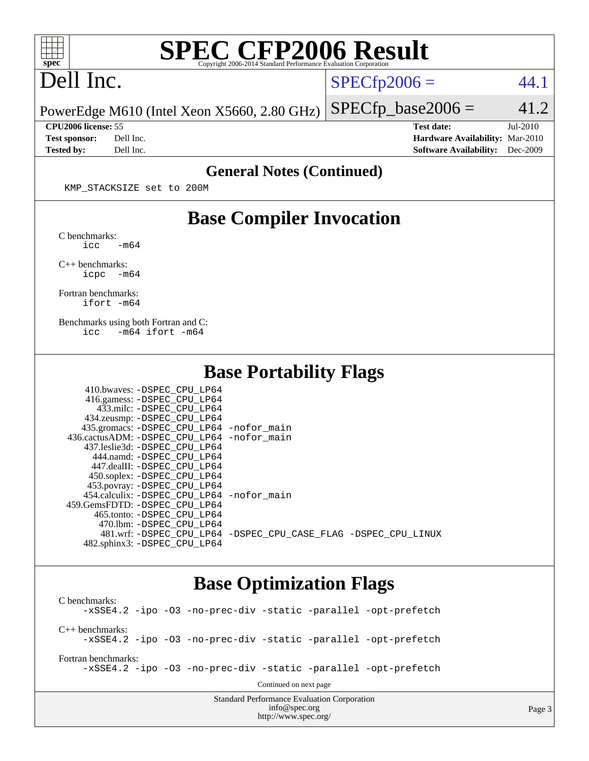# SPEC CFP2006 Result

Copyright 2006-2014 Standard Performance Evaluation Corporation

## Dell Inc.

PowerEdge M610 (Intel Xeon X5660, 2.80 GHz)

SPECfp2006 = 44.1

SPECfp_base2006 = 41.2

**CPU2006 license:** 55
**Test sponsor:** Dell Inc.
**Tested by:** Dell Inc.

**Test date:** Jul-2010
**Hardware Availability:** Mar-2010
**Software Availability:** Dec-2009

## General Notes (Continued)

```
KMP_STACKSIZE set to 200M
```

## Base Compiler Invocation

C benchmarks:
```
icc   -m64
```

C++ benchmarks:
```
icpc  -m64
```

Fortran benchmarks:
```
ifort -m64
```

Benchmarks using both Fortran and C:
```
icc   -m64 ifort -m64
```

## Base Portability Flags

```
  410.bwaves: -DSPEC_CPU_LP64
  416.gamess: -DSPEC_CPU_LP64
    433.milc: -DSPEC_CPU_LP64
  434.zeusmp: -DSPEC_CPU_LP64
 435.gromacs: -DSPEC_CPU_LP64 -nofor_main
436.cactusADM: -DSPEC_CPU_LP64 -nofor_main
 437.leslie3d: -DSPEC_CPU_LP64
    444.namd: -DSPEC_CPU_LP64
  447.dealII: -DSPEC_CPU_LP64
  450.soplex: -DSPEC_CPU_LP64
  453.povray: -DSPEC_CPU_LP64
 454.calculix: -DSPEC_CPU_LP64 -nofor_main
459.GemsFDTD: -DSPEC_CPU_LP64
   465.tonto: -DSPEC_CPU_LP64
     470.lbm: -DSPEC_CPU_LP64
     481.wrf: -DSPEC_CPU_LP64 -DSPEC_CPU_CASE_FLAG -DSPEC_CPU_LINUX
  482.sphinx3: -DSPEC_CPU_LP64
```

## Base Optimization Flags

C benchmarks:
```
-xSSE4.2 -ipo -O3 -no-prec-div -static -parallel -opt-prefetch
```

C++ benchmarks:
```
-xSSE4.2 -ipo -O3 -no-prec-div -static -parallel -opt-prefetch
```

Fortran benchmarks:
```
-xSSE4.2 -ipo -O3 -no-prec-div -static -parallel -opt-prefetch
```

Continued on next page

Standard Performance Evaluation Corporation
info@spec.org
http://www.spec.org/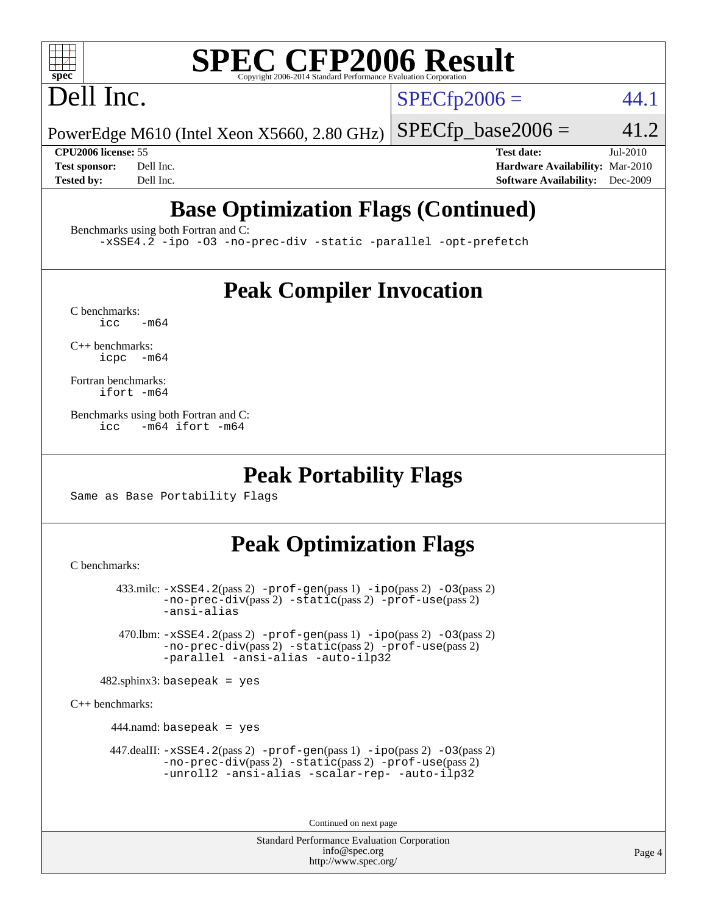# SPEC CFP2006 Result

Copyright 2006-2014 Standard Performance Evaluation Corporation

# Dell Inc.

PowerEdge M610 (Intel Xeon X5660, 2.80 GHz)

SPECfp2006 = 44.1

SPECfp_base2006 = 41.2

**CPU2006 license:** 55
**Test sponsor:** Dell Inc.
**Tested by:** Dell Inc.

**Test date:** Jul-2010
**Hardware Availability:** Mar-2010
**Software Availability:** Dec-2009

## Base Optimization Flags (Continued)

Benchmarks using both Fortran and C:

```
-xSSE4.2 -ipo -O3 -no-prec-div -static -parallel -opt-prefetch
```

## Peak Compiler Invocation

C benchmarks:

```
icc   -m64
```

C++ benchmarks:

```
icpc  -m64
```

Fortran benchmarks:

```
ifort -m64
```

Benchmarks using both Fortran and C:

```
icc   -m64 ifort -m64
```

## Peak Portability Flags

Same as Base Portability Flags

## Peak Optimization Flags

C benchmarks:

433.milc: -xSSE4.2(pass 2) -prof-gen(pass 1) -ipo(pass 2) -O3(pass 2) -no-prec-div(pass 2) -static(pass 2) -prof-use(pass 2) -ansi-alias

470.lbm: -xSSE4.2(pass 2) -prof-gen(pass 1) -ipo(pass 2) -O3(pass 2) -no-prec-div(pass 2) -static(pass 2) -prof-use(pass 2) -parallel -ansi-alias -auto-ilp32

482.sphinx3: basepeak = yes

C++ benchmarks:

444.namd: basepeak = yes

447.dealII: -xSSE4.2(pass 2) -prof-gen(pass 1) -ipo(pass 2) -O3(pass 2) -no-prec-div(pass 2) -static(pass 2) -prof-use(pass 2) -unroll2 -ansi-alias -scalar-rep- -auto-ilp32

Continued on next page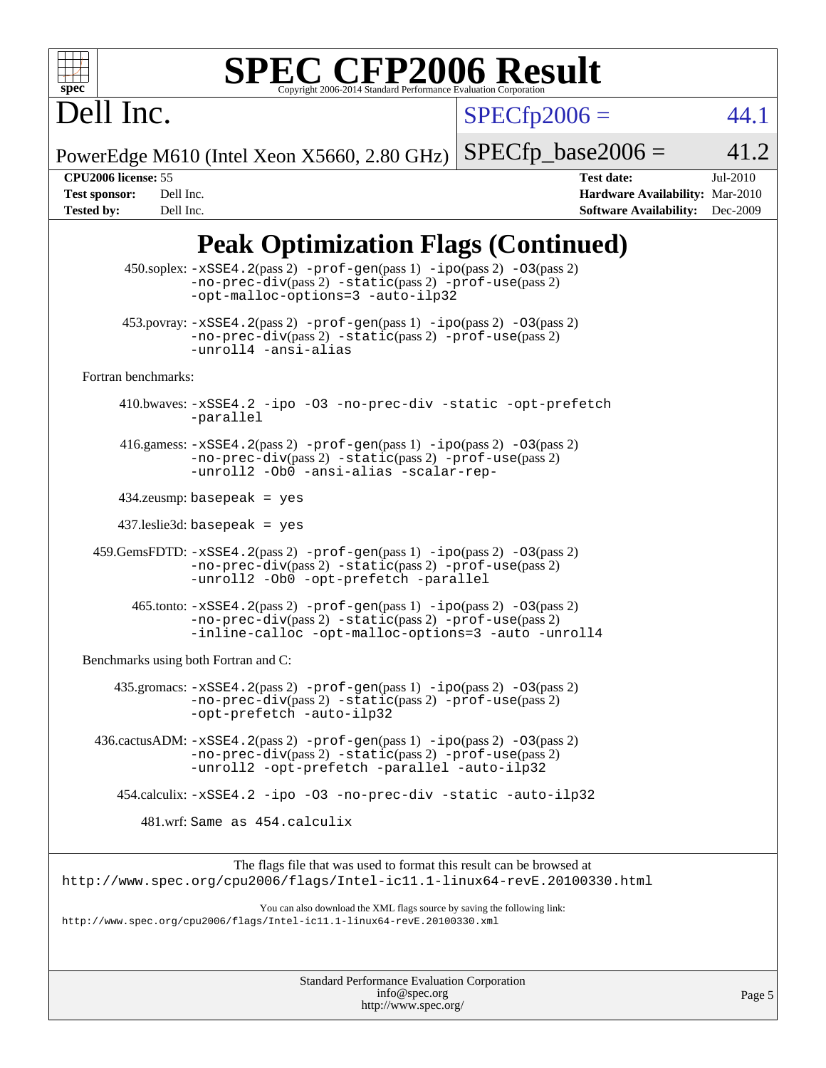# SPEC CFP2006 Result

Copyright 2006-2014 Standard Performance Evaluation Corporation

**Dell Inc.**

PowerEdge M610 (Intel Xeon X5660, 2.80 GHz)

SPECfp2006 = 44.1

SPECfp_base2006 = 41.2

| | | | |
|---|---|---|---|
| **CPU2006 license:** | 55 | **Test date:** | Jul-2010 |
| **Test sponsor:** | Dell Inc. | **Hardware Availability:** | Mar-2010 |
| **Tested by:** | Dell Inc. | **Software Availability:** | Dec-2009 |

## Peak Optimization Flags (Continued)

450.soplex: -xSSE4.2(pass 2) -prof-gen(pass 1) -ipo(pass 2) -O3(pass 2) -no-prec-div(pass 2) -static(pass 2) -prof-use(pass 2) -opt-malloc-options=3 -auto-ilp32

453.povray: -xSSE4.2(pass 2) -prof-gen(pass 1) -ipo(pass 2) -O3(pass 2) -no-prec-div(pass 2) -static(pass 2) -prof-use(pass 2) -unroll4 -ansi-alias

Fortran benchmarks:

410.bwaves: -xSSE4.2 -ipo -O3 -no-prec-div -static -opt-prefetch -parallel

416.gamess: -xSSE4.2(pass 2) -prof-gen(pass 1) -ipo(pass 2) -O3(pass 2) -no-prec-div(pass 2) -static(pass 2) -prof-use(pass 2) -unroll2 -Ob0 -ansi-alias -scalar-rep-

434.zeusmp: basepeak = yes

437.leslie3d: basepeak = yes

459.GemsFDTD: -xSSE4.2(pass 2) -prof-gen(pass 1) -ipo(pass 2) -O3(pass 2) -no-prec-div(pass 2) -static(pass 2) -prof-use(pass 2) -unroll2 -Ob0 -opt-prefetch -parallel

465.tonto: -xSSE4.2(pass 2) -prof-gen(pass 1) -ipo(pass 2) -O3(pass 2) -no-prec-div(pass 2) -static(pass 2) -prof-use(pass 2) -inline-calloc -opt-malloc-options=3 -auto -unroll4

Benchmarks using both Fortran and C:

435.gromacs: -xSSE4.2(pass 2) -prof-gen(pass 1) -ipo(pass 2) -O3(pass 2) -no-prec-div(pass 2) -static(pass 2) -prof-use(pass 2) -opt-prefetch -auto-ilp32

436.cactusADM: -xSSE4.2(pass 2) -prof-gen(pass 1) -ipo(pass 2) -O3(pass 2) -no-prec-div(pass 2) -static(pass 2) -prof-use(pass 2) -unroll2 -opt-prefetch -parallel -auto-ilp32

454.calculix: -xSSE4.2 -ipo -O3 -no-prec-div -static -auto-ilp32

481.wrf: Same as 454.calculix

The flags file that was used to format this result can be browsed at
http://www.spec.org/cpu2006/flags/Intel-ic11.1-linux64-revE.20100330.html

You can also download the XML flags source by saving the following link:
http://www.spec.org/cpu2006/flags/Intel-ic11.1-linux64-revE.20100330.xml

Standard Performance Evaluation Corporation
info@spec.org
http://www.spec.org/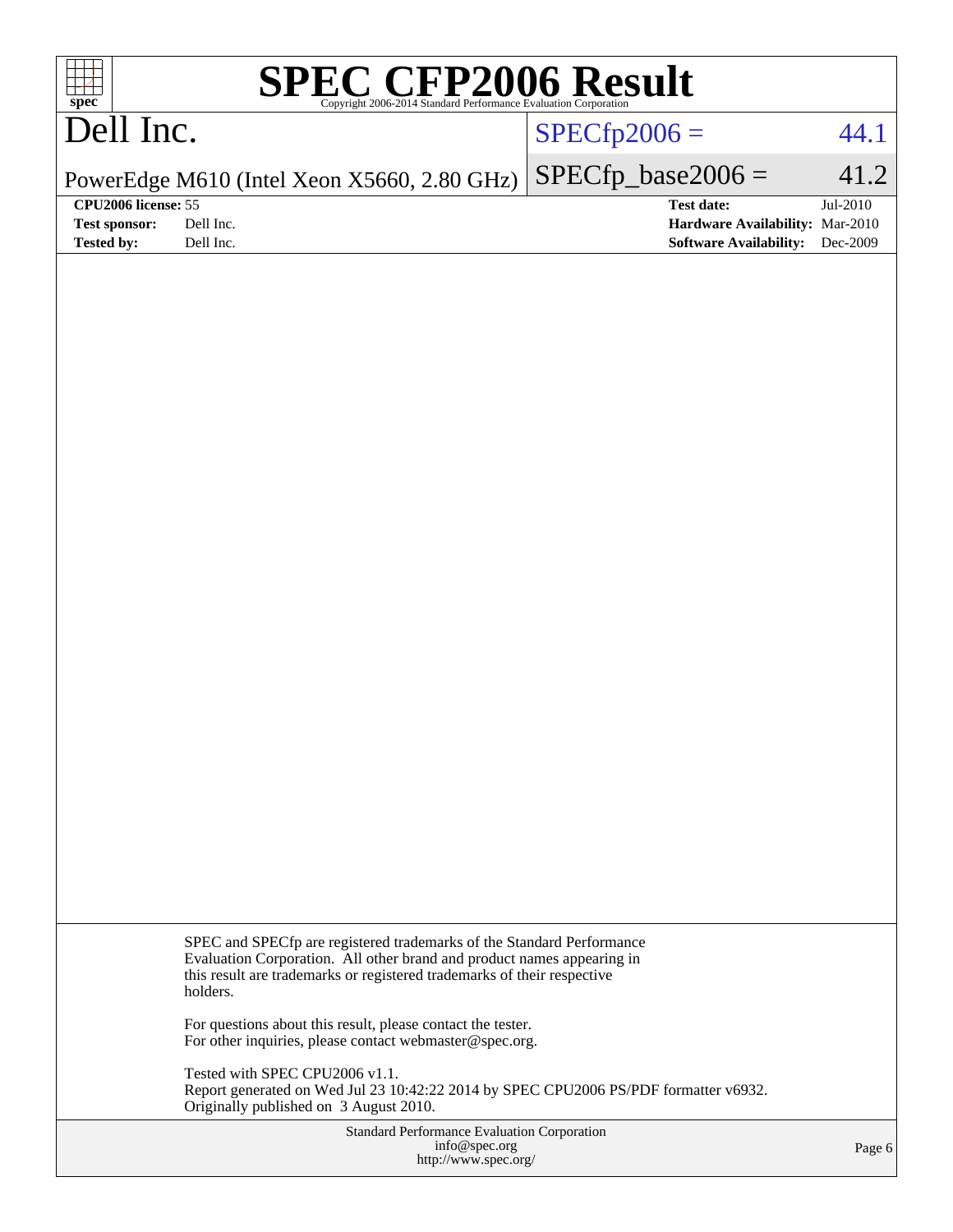# SPEC CFP2006 Result

Copyright 2006-2014 Standard Performance Evaluation Corporation

## Dell Inc.

PowerEdge M610 (Intel Xeon X5660, 2.80 GHz)

SPECfp2006 = 44.1

SPECfp_base2006 = 41.2

**CPU2006 license:** 55
**Test sponsor:** Dell Inc.
**Tested by:** Dell Inc.

**Test date:** Jul-2010
**Hardware Availability:** Mar-2010
**Software Availability:** Dec-2009

SPEC and SPECfp are registered trademarks of the Standard Performance Evaluation Corporation. All other brand and product names appearing in this result are trademarks or registered trademarks of their respective holders.

For questions about this result, please contact the tester.
For other inquiries, please contact webmaster@spec.org.

Tested with SPEC CPU2006 v1.1.
Report generated on Wed Jul 23 10:42:22 2014 by SPEC CPU2006 PS/PDF formatter v6932.
Originally published on 3 August 2010.

Standard Performance Evaluation Corporation
info@spec.org
http://www.spec.org/